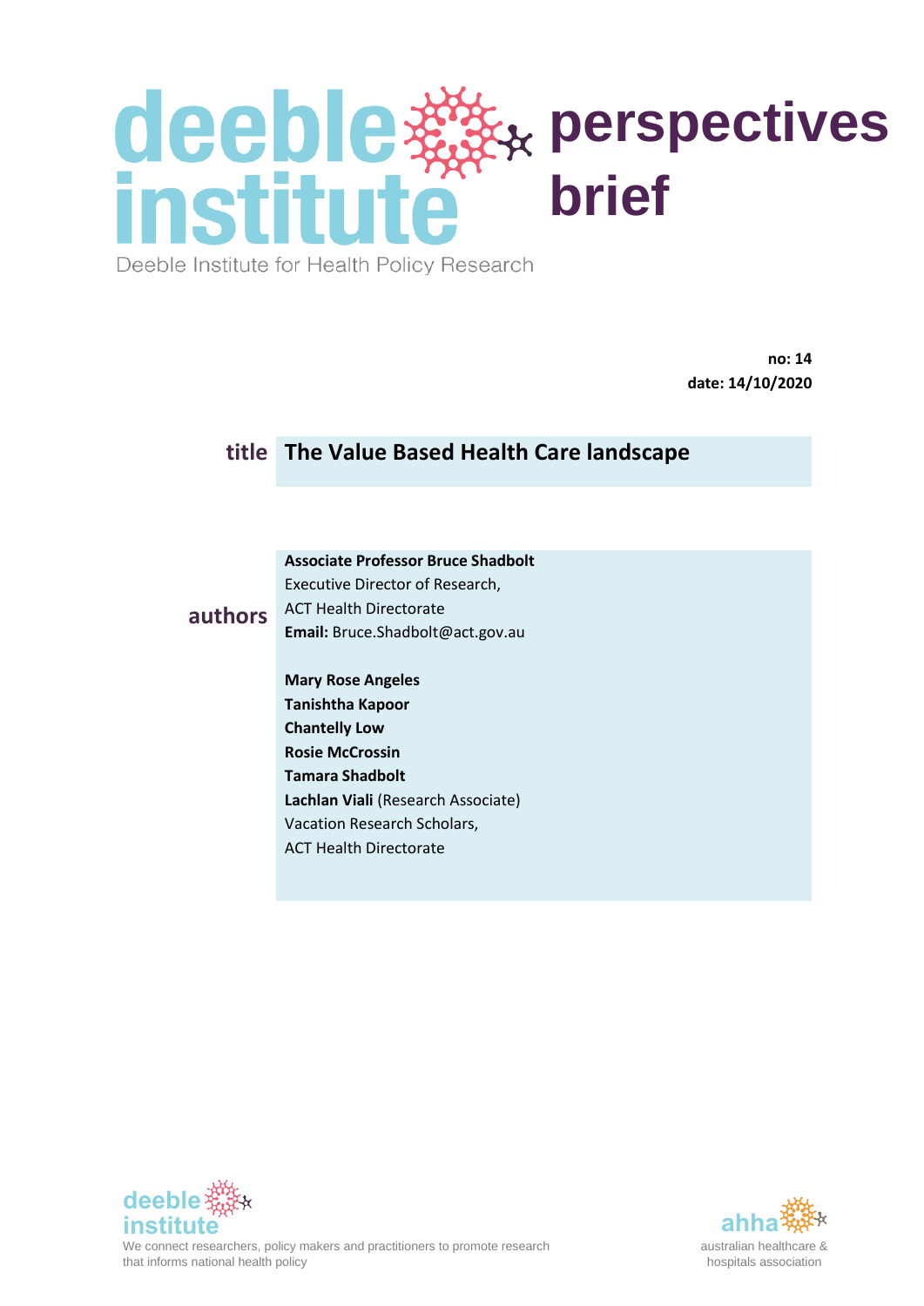# deeble institute perspectives brief

Deeble Institute for Health Policy Research

**no: 14**
**date: 14/10/2020**

**title** **The Value Based Health Care landscape**

**authors**

**Associate Professor Bruce Shadbolt**
Executive Director of Research,
ACT Health Directorate
**Email:** Bruce.Shadbolt@act.gov.au

**Mary Rose Angeles**
**Tanishtha Kapoor**
**Chantelly Low**
**Rosie McCrossin**
**Tamara Shadbolt**
**Lachlan Viali** (Research Associate)
Vacation Research Scholars,
ACT Health Directorate

deeble institute
We connect researchers, policy makers and practitioners to promote research that informs national health policy

ahha
australian healthcare & hospitals association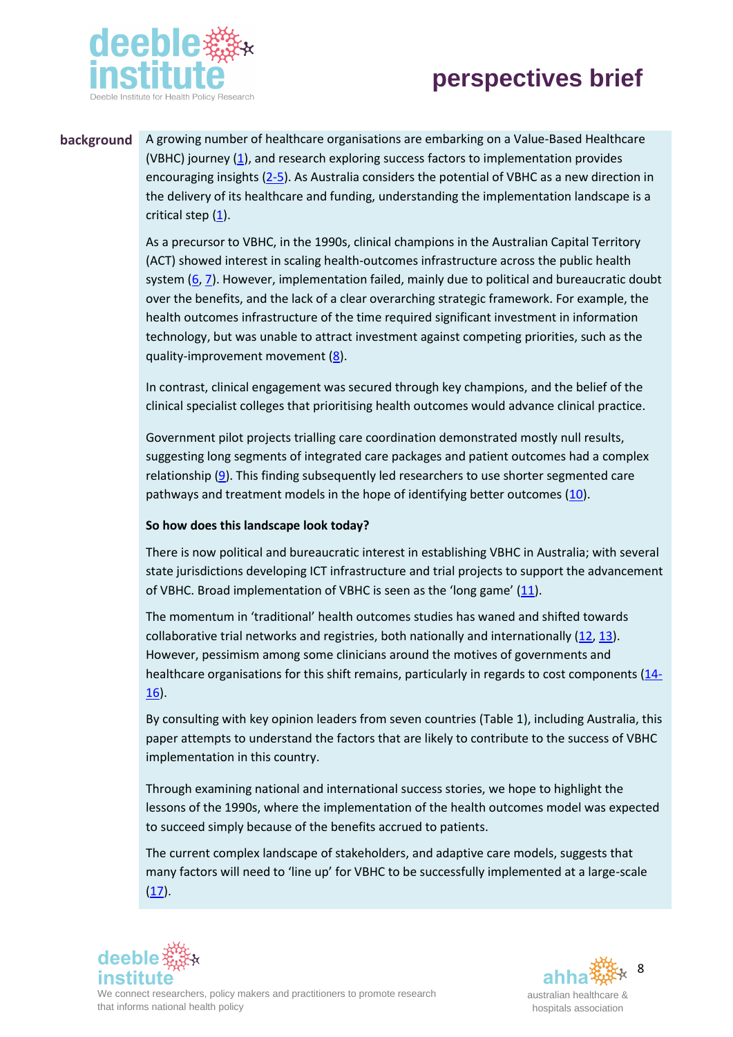## background

A growing number of healthcare organisations are embarking on a Value-Based Healthcare (VBHC) journey (1), and research exploring success factors to implementation provides encouraging insights (2-5). As Australia considers the potential of VBHC as a new direction in the delivery of its healthcare and funding, understanding the implementation landscape is a critical step (1).

As a precursor to VBHC, in the 1990s, clinical champions in the Australian Capital Territory (ACT) showed interest in scaling health-outcomes infrastructure across the public health system (6, 7). However, implementation failed, mainly due to political and bureaucratic doubt over the benefits, and the lack of a clear overarching strategic framework. For example, the health outcomes infrastructure of the time required significant investment in information technology, but was unable to attract investment against competing priorities, such as the quality-improvement movement (8).

In contrast, clinical engagement was secured through key champions, and the belief of the clinical specialist colleges that prioritising health outcomes would advance clinical practice.

Government pilot projects trialling care coordination demonstrated mostly null results, suggesting long segments of integrated care packages and patient outcomes had a complex relationship (9). This finding subsequently led researchers to use shorter segmented care pathways and treatment models in the hope of identifying better outcomes (10).

**So how does this landscape look today?**

There is now political and bureaucratic interest in establishing VBHC in Australia; with several state jurisdictions developing ICT infrastructure and trial projects to support the advancement of VBHC. Broad implementation of VBHC is seen as the 'long game' (11).

The momentum in 'traditional' health outcomes studies has waned and shifted towards collaborative trial networks and registries, both nationally and internationally (12, 13). However, pessimism among some clinicians around the motives of governments and healthcare organisations for this shift remains, particularly in regards to cost components (14-16).

By consulting with key opinion leaders from seven countries (Table 1), including Australia, this paper attempts to understand the factors that are likely to contribute to the success of VBHC implementation in this country.

Through examining national and international success stories, we hope to highlight the lessons of the 1990s, where the implementation of the health outcomes model was expected to succeed simply because of the benefits accrued to patients.

The current complex landscape of stakeholders, and adaptive care models, suggests that many factors will need to 'line up' for VBHC to be successfully implemented at a large-scale (17).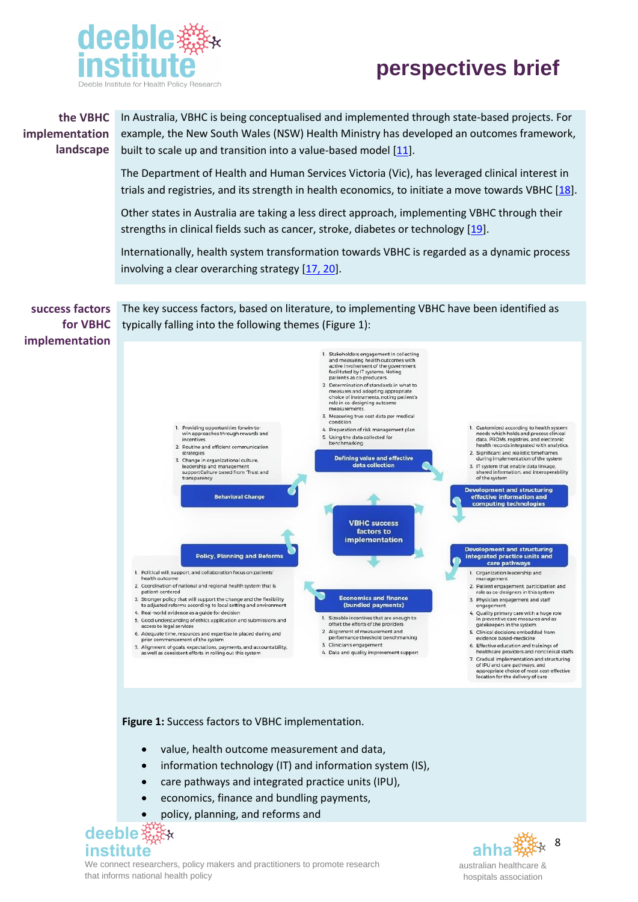## the VBHC implementation landscape

In Australia, VBHC is being conceptualised and implemented through state-based projects. For example, the New South Wales (NSW) Health Ministry has developed an outcomes framework, built to scale up and transition into a value-based model [11].

The Department of Health and Human Services Victoria (Vic), has leveraged clinical interest in trials and registries, and its strength in health economics, to initiate a move towards VBHC [18].

Other states in Australia are taking a less direct approach, implementing VBHC through their strengths in clinical fields such as cancer, stroke, diabetes or technology [19].

Internationally, health system transformation towards VBHC is regarded as a dynamic process involving a clear overarching strategy [17, 20].

## success factors for VBHC implementation

The key success factors, based on literature, to implementing VBHC have been identified as typically falling into the following themes (Figure 1):

**VBHC success factors to implementation**

**Defining value and effective data collection**

1. Stakeholders engagement in collecting and measuring health outcomes with active involvement of the government facilitated by IT systems. Noting patients as co-producers.
2. Determination of standards in what to measures and adopting appropriate choice of instruments, noting patient's role in co-designing outcome measurements.
3. Measuring true cost data per medical condition
4. Preparation of risk management plan
5. Using the data collected for benchmarking

**Development and structuring effective information and computing technologies**

1. Customized according to health system needs which holds and process clinical data, PROMs, registries, and electronic health records integrated with analytics.
2. Significant and realistic timeframes during implementation of the system
3. IT system that enable data linkage, shared information, and interoperability of the system

**Development and structuring integrated practice units and care pathways**

1. Organization leadership and management
2. Patient engagement, participation and role as co-designers in this system
3. Physician engagement and staff engagement
4. Quality primary care with a huge role in preventive care measures and as gatekeepers in the system
5. Clinical decisions embedded from evidence based-medicine
6. Effective education and trainings of healthcare providers and nonclinical staffs
7. Gradual implementation and structuring of IPU and care pathways, and appropriate choice of most cost-effective location for the delivery of care

**Economics and finance (bundled payments)**

1. Sizeable incentives that are enough to offset the efforts of the providers
2. Alignment of measurement and performance threshold benchmarking
3. Clinician's engagement
4. Data and quality improvement support

**Policy, Planning and Reforms**

1. Political will, support, and collaboration focus on patients' health outcome
2. Coordination of national and regional health system that is patient-centered
3. Stronger policy that will support the change and the flexibility to adjusted reforms according to local setting and environment
4. Real-world evidence as a guide for decision
5. Good understanding of ethics application and submissions and access to legal services
6. Adequate time, resources and expertise in placed during and prior commencement of the system
7. Alignment of goals, expectations, payments, and accountability, as well as consistent efforts in rolling out this system

**Behavioral Change**

1. Providing opportunities for win-to-win approaches through rewards and incentives
2. Routine and efficient communication strategies
3. Change in organizational culture, leadership and management support Culture based from 'Trust and transparency

**Figure 1:** Success factors to VBHC implementation.

- value, health outcome measurement and data,
- information technology (IT) and information system (IS),
- care pathways and integrated practice units (IPU),
- economics, finance and bundling payments,
- policy, planning, and reforms and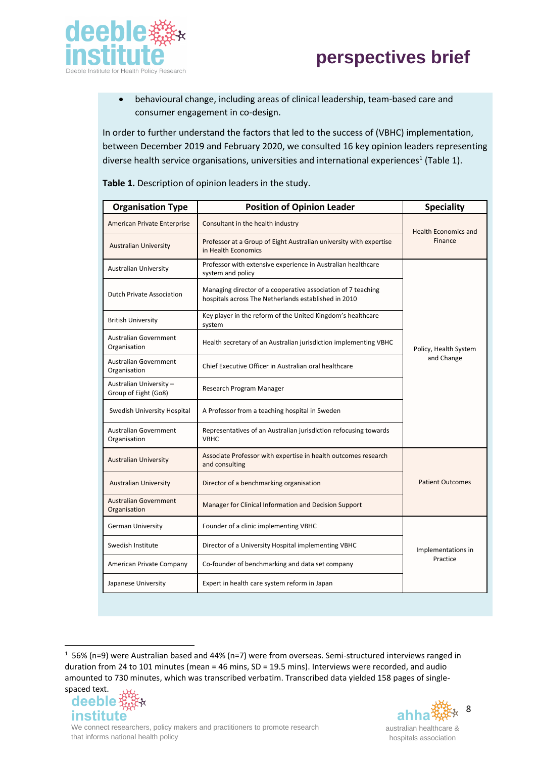- behavioural change, including areas of clinical leadership, team-based care and consumer engagement in co-design.

In order to further understand the factors that led to the success of (VBHC) implementation, between December 2019 and February 2020, we consulted 16 key opinion leaders representing diverse health service organisations, universities and international experiences[1] (Table 1).

**Table 1.** Description of opinion leaders in the study.

| Organisation Type | Position of Opinion Leader | Speciality |
|---|---|---|
| American Private Enterprise | Consultant in the health industry | Health Economics and Finance |
| Australian University | Professor at a Group of Eight Australian university with expertise in Health Economics | |
| Australian University | Professor with extensive experience in Australian healthcare system and policy | Policy, Health System and Change |
| Dutch Private Association | Managing director of a cooperative association of 7 teaching hospitals across The Netherlands established in 2010 | |
| British University | Key player in the reform of the United Kingdom's healthcare system | |
| Australian Government Organisation | Health secretary of an Australian jurisdiction implementing VBHC | |
| Australian Government Organisation | Chief Executive Officer in Australian oral healthcare | |
| Australian University – Group of Eight (Go8) | Research Program Manager | |
| Swedish University Hospital | A Professor from a teaching hospital in Sweden | |
| Australian Government Organisation | Representatives of an Australian jurisdiction refocusing towards VBHC | |
| Australian University | Associate Professor with expertise in health outcomes research and consulting | Patient Outcomes |
| Australian University | Director of a benchmarking organisation | |
| Australian Government Organisation | Manager for Clinical Information and Decision Support | |
| German University | Founder of a clinic implementing VBHC | Implementations in Practice |
| Swedish Institute | Director of a University Hospital implementing VBHC | |
| American Private Company | Co-founder of benchmarking and data set company | |
| Japanese University | Expert in health care system reform in Japan | |

[1] 56% (n=9) were Australian based and 44% (n=7) were from overseas. Semi-structured interviews ranged in duration from 24 to 101 minutes (mean = 46 mins, SD = 19.5 mins). Interviews were recorded, and audio amounted to 730 minutes, which was transcribed verbatim. Transcribed data yielded 158 pages of single-spaced text.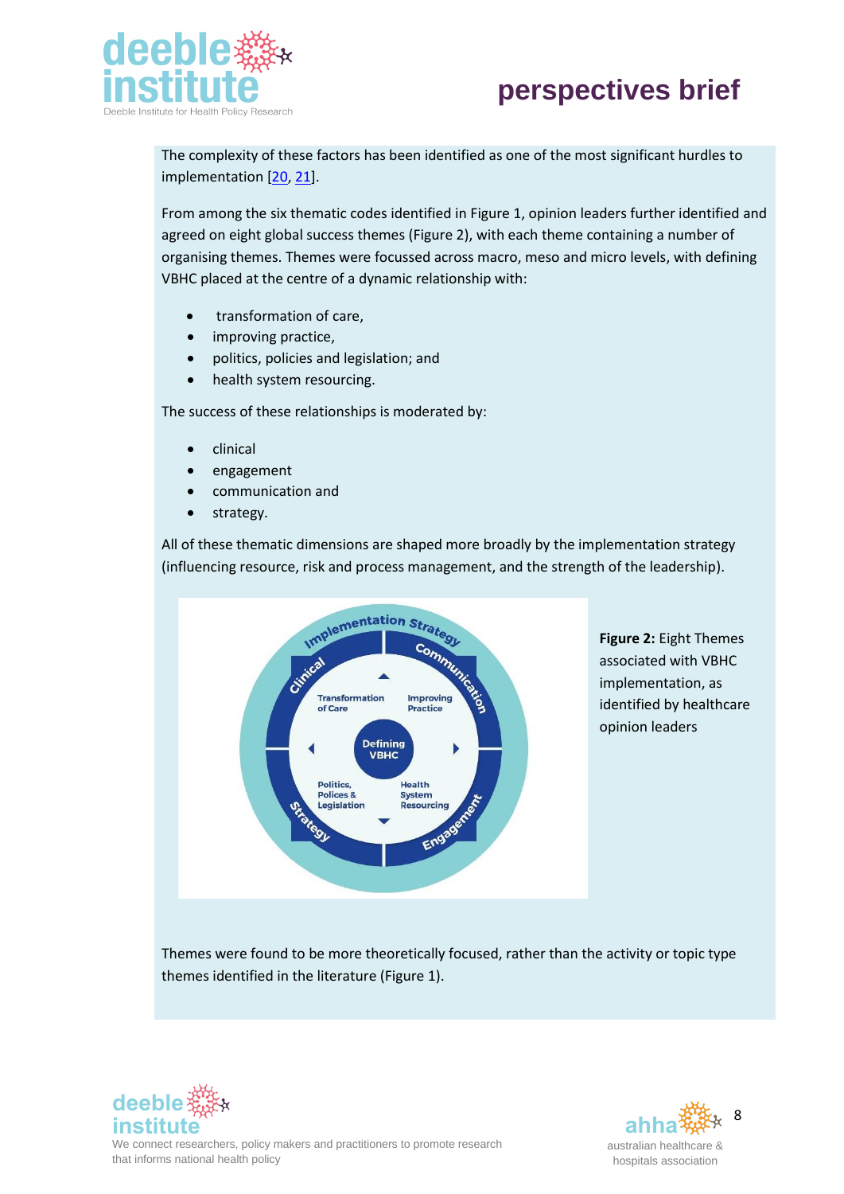The complexity of these factors has been identified as one of the most significant hurdles to implementation [20, 21].

From among the six thematic codes identified in Figure 1, opinion leaders further identified and agreed on eight global success themes (Figure 2), with each theme containing a number of organising themes. Themes were focussed across macro, meso and micro levels, with defining VBHC placed at the centre of a dynamic relationship with:

- transformation of care,
- improving practice,
- politics, policies and legislation; and
- health system resourcing.

The success of these relationships is moderated by:

- clinical
- engagement
- communication and
- strategy.

All of these thematic dimensions are shaped more broadly by the implementation strategy (influencing resource, risk and process management, and the strength of the leadership).

**Figure 2:** Eight Themes associated with VBHC implementation, as identified by healthcare opinion leaders

Themes were found to be more theoretically focused, rather than the activity or topic type themes identified in the literature (Figure 1).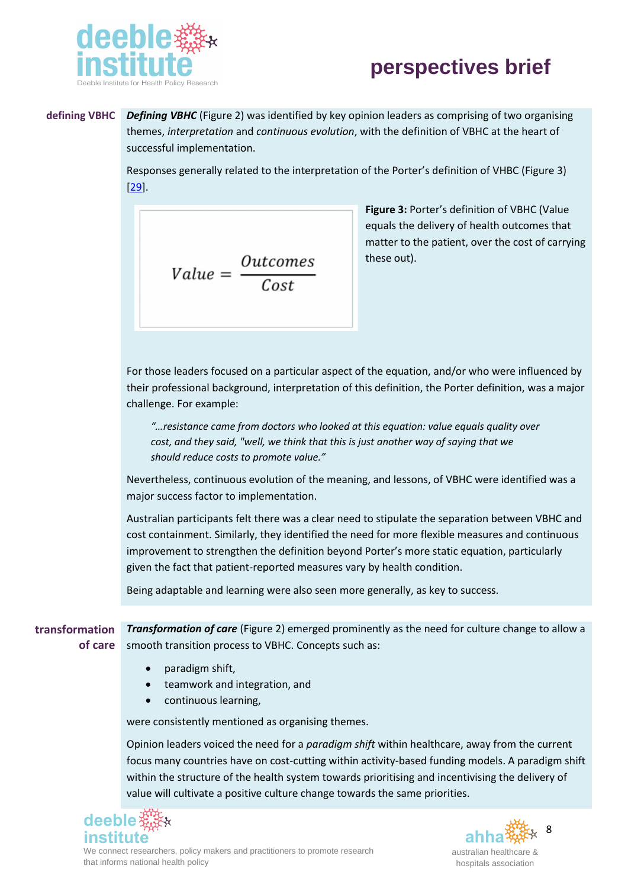## defining VBHC

***Defining VBHC*** (Figure 2) was identified by key opinion leaders as comprising of two organising themes, *interpretation* and *continuous evolution*, with the definition of VBHC at the heart of successful implementation.

Responses generally related to the interpretation of the Porter's definition of VHBC (Figure 3) [29].

$$Value = \frac{Outcomes}{Cost}$$

**Figure 3:** Porter's definition of VBHC (Value equals the delivery of health outcomes that matter to the patient, over the cost of carrying these out).

For those leaders focused on a particular aspect of the equation, and/or who were influenced by their professional background, interpretation of this definition, the Porter definition, was a major challenge. For example:

> *"…resistance came from doctors who looked at this equation: value equals quality over cost, and they said, "well, we think that this is just another way of saying that we should reduce costs to promote value."*

Nevertheless, continuous evolution of the meaning, and lessons, of VBHC were identified was a major success factor to implementation.

Australian participants felt there was a clear need to stipulate the separation between VBHC and cost containment. Similarly, they identified the need for more flexible measures and continuous improvement to strengthen the definition beyond Porter's more static equation, particularly given the fact that patient-reported measures vary by health condition.

Being adaptable and learning were also seen more generally, as key to success.

## transformation of care

***Transformation of care*** (Figure 2) emerged prominently as the need for culture change to allow a smooth transition process to VBHC. Concepts such as:

- paradigm shift,
- teamwork and integration, and
- continuous learning,

were consistently mentioned as organising themes.

Opinion leaders voiced the need for a *paradigm shift* within healthcare, away from the current focus many countries have on cost-cutting within activity-based funding models. A paradigm shift within the structure of the health system towards prioritising and incentivising the delivery of value will cultivate a positive culture change towards the same priorities.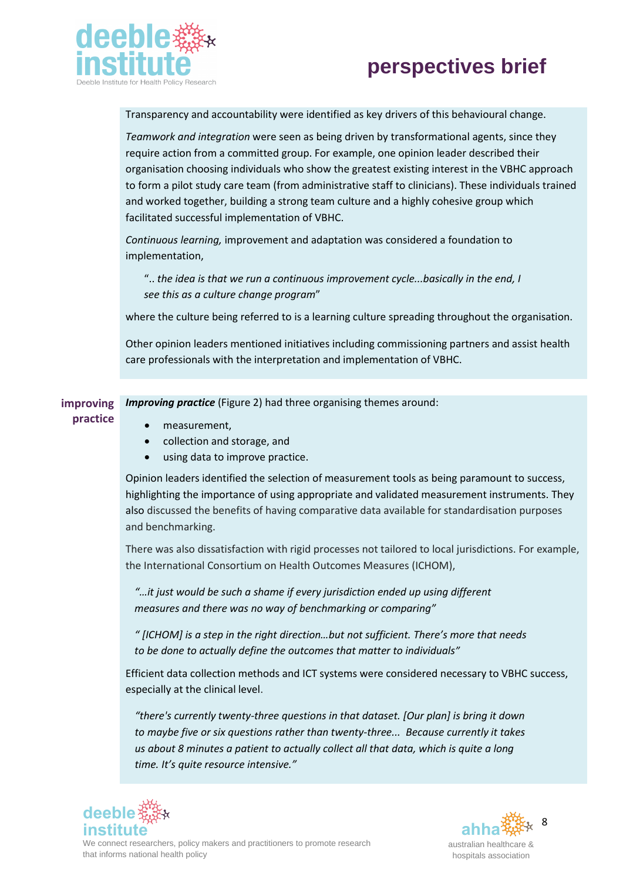Transparency and accountability were identified as key drivers of this behavioural change.

*Teamwork and integration* were seen as being driven by transformational agents, since they require action from a committed group. For example, one opinion leader described their organisation choosing individuals who show the greatest existing interest in the VBHC approach to form a pilot study care team (from administrative staff to clinicians). These individuals trained and worked together, building a strong team culture and a highly cohesive group which facilitated successful implementation of VBHC.

*Continuous learning,* improvement and adaptation was considered a foundation to implementation,

> ".. *the idea is that we run a continuous improvement cycle...basically in the end, I see this as a culture change program*"

where the culture being referred to is a learning culture spreading throughout the organisation.

Other opinion leaders mentioned initiatives including commissioning partners and assist health care professionals with the interpretation and implementation of VBHC.

## improving practice

***Improving practice*** (Figure 2) had three organising themes around:

- measurement,
- collection and storage, and
- using data to improve practice.

Opinion leaders identified the selection of measurement tools as being paramount to success, highlighting the importance of using appropriate and validated measurement instruments. They also discussed the benefits of having comparative data available for standardisation purposes and benchmarking.

There was also dissatisfaction with rigid processes not tailored to local jurisdictions. For example, the International Consortium on Health Outcomes Measures (ICHOM),

> *"...it just would be such a shame if every jurisdiction ended up using different measures and there was no way of benchmarking or comparing"*

> *" [ICHOM] is a step in the right direction...but not sufficient. There's more that needs to be done to actually define the outcomes that matter to individuals"*

Efficient data collection methods and ICT systems were considered necessary to VBHC success, especially at the clinical level.

> *"there's currently twenty-three questions in that dataset. [Our plan] is bring it down to maybe five or six questions rather than twenty-three... Because currently it takes us about 8 minutes a patient to actually collect all that data, which is quite a long time. It's quite resource intensive."*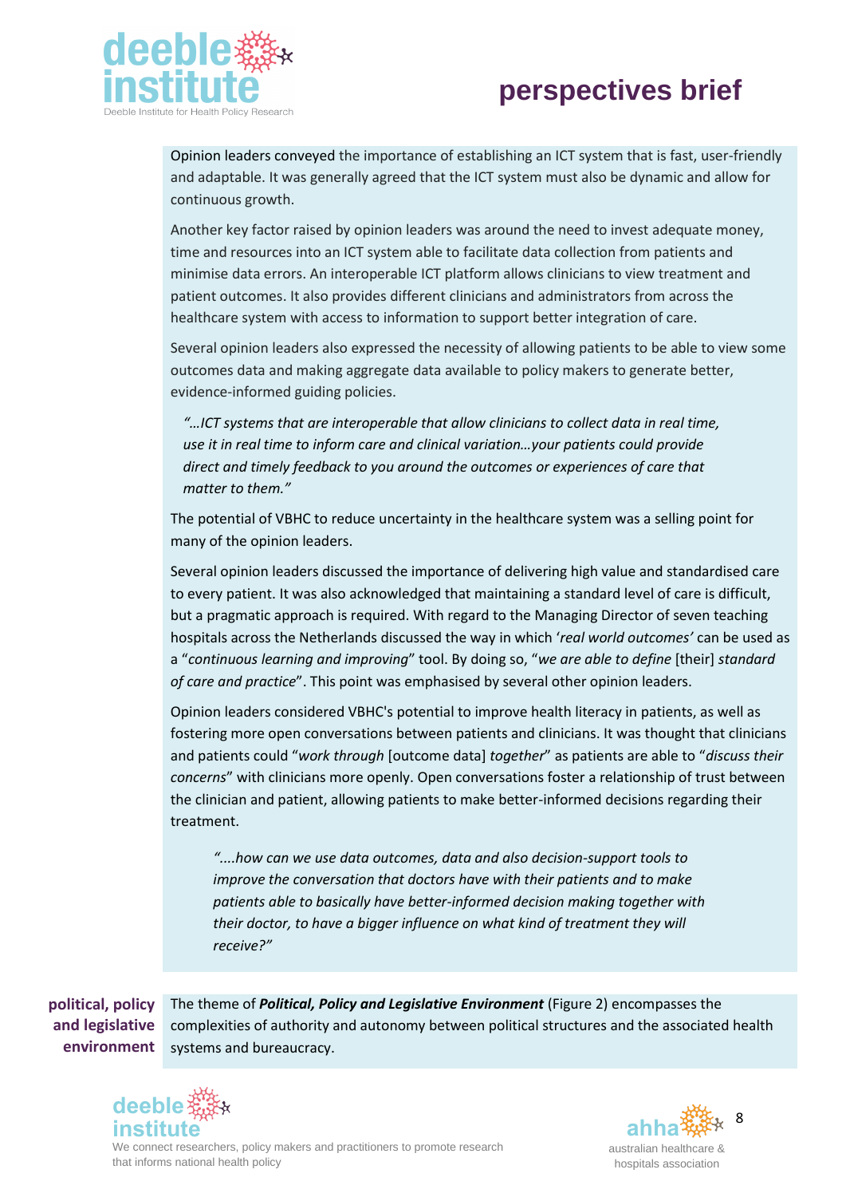Opinion leaders conveyed the importance of establishing an ICT system that is fast, user-friendly and adaptable. It was generally agreed that the ICT system must also be dynamic and allow for continuous growth.

Another key factor raised by opinion leaders was around the need to invest adequate money, time and resources into an ICT system able to facilitate data collection from patients and minimise data errors. An interoperable ICT platform allows clinicians to view treatment and patient outcomes. It also provides different clinicians and administrators from across the healthcare system with access to information to support better integration of care.

Several opinion leaders also expressed the necessity of allowing patients to be able to view some outcomes data and making aggregate data available to policy makers to generate better, evidence-informed guiding policies.

> *"…ICT systems that are interoperable that allow clinicians to collect data in real time, use it in real time to inform care and clinical variation…your patients could provide direct and timely feedback to you around the outcomes or experiences of care that matter to them."*

The potential of VBHC to reduce uncertainty in the healthcare system was a selling point for many of the opinion leaders.

Several opinion leaders discussed the importance of delivering high value and standardised care to every patient. It was also acknowledged that maintaining a standard level of care is difficult, but a pragmatic approach is required. With regard to the Managing Director of seven teaching hospitals across the Netherlands discussed the way in which '*real world outcomes'* can be used as a "*continuous learning and improving*" tool. By doing so, "*we are able to define* [their] *standard of care and practice*". This point was emphasised by several other opinion leaders.

Opinion leaders considered VBHC's potential to improve health literacy in patients, as well as fostering more open conversations between patients and clinicians. It was thought that clinicians and patients could "*work through* [outcome data] *together*" as patients are able to "*discuss their concerns*" with clinicians more openly. Open conversations foster a relationship of trust between the clinician and patient, allowing patients to make better-informed decisions regarding their treatment.

> *"....how can we use data outcomes, data and also decision-support tools to improve the conversation that doctors have with their patients and to make patients able to basically have better-informed decision making together with their doctor, to have a bigger influence on what kind of treatment they will receive?"*

## political, policy and legislative environment

The theme of ***Political, Policy and Legislative Environment*** (Figure 2) encompasses the complexities of authority and autonomy between political structures and the associated health systems and bureaucracy.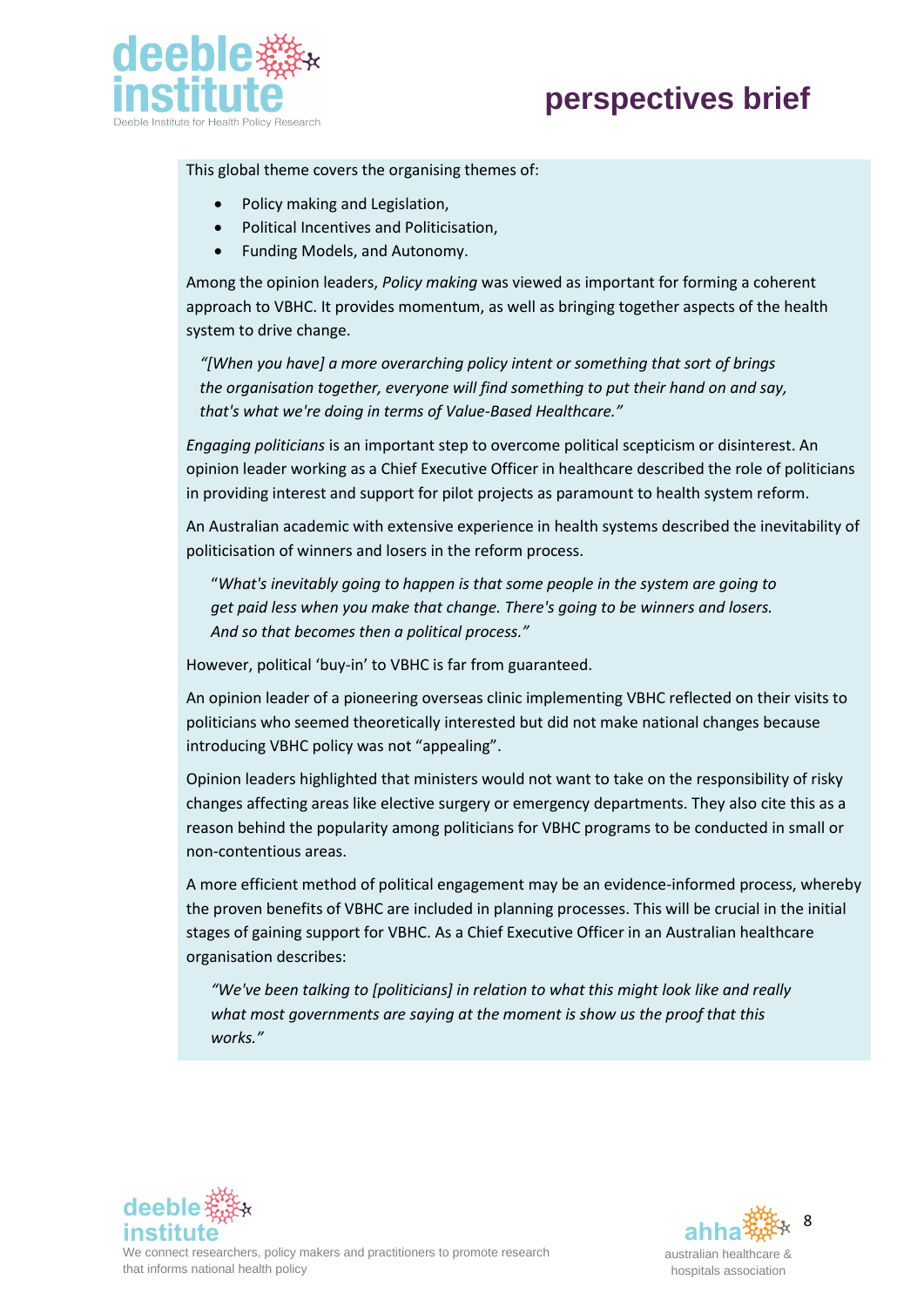This global theme covers the organising themes of:

- Policy making and Legislation,
- Political Incentives and Politicisation,
- Funding Models, and Autonomy.

Among the opinion leaders, *Policy making* was viewed as important for forming a coherent approach to VBHC. It provides momentum, as well as bringing together aspects of the health system to drive change.

> *"[When you have] a more overarching policy intent or something that sort of brings the organisation together, everyone will find something to put their hand on and say, that's what we're doing in terms of Value-Based Healthcare."*

*Engaging politicians* is an important step to overcome political scepticism or disinterest. An opinion leader working as a Chief Executive Officer in healthcare described the role of politicians in providing interest and support for pilot projects as paramount to health system reform.

An Australian academic with extensive experience in health systems described the inevitability of politicisation of winners and losers in the reform process.

> "*What's inevitably going to happen is that some people in the system are going to get paid less when you make that change. There's going to be winners and losers. And so that becomes then a political process."*

However, political 'buy-in' to VBHC is far from guaranteed.

An opinion leader of a pioneering overseas clinic implementing VBHC reflected on their visits to politicians who seemed theoretically interested but did not make national changes because introducing VBHC policy was not "appealing".

Opinion leaders highlighted that ministers would not want to take on the responsibility of risky changes affecting areas like elective surgery or emergency departments. They also cite this as a reason behind the popularity among politicians for VBHC programs to be conducted in small or non-contentious areas.

A more efficient method of political engagement may be an evidence-informed process, whereby the proven benefits of VBHC are included in planning processes. This will be crucial in the initial stages of gaining support for VBHC. As a Chief Executive Officer in an Australian healthcare organisation describes:

> *"We've been talking to [politicians] in relation to what this might look like and really what most governments are saying at the moment is show us the proof that this works."*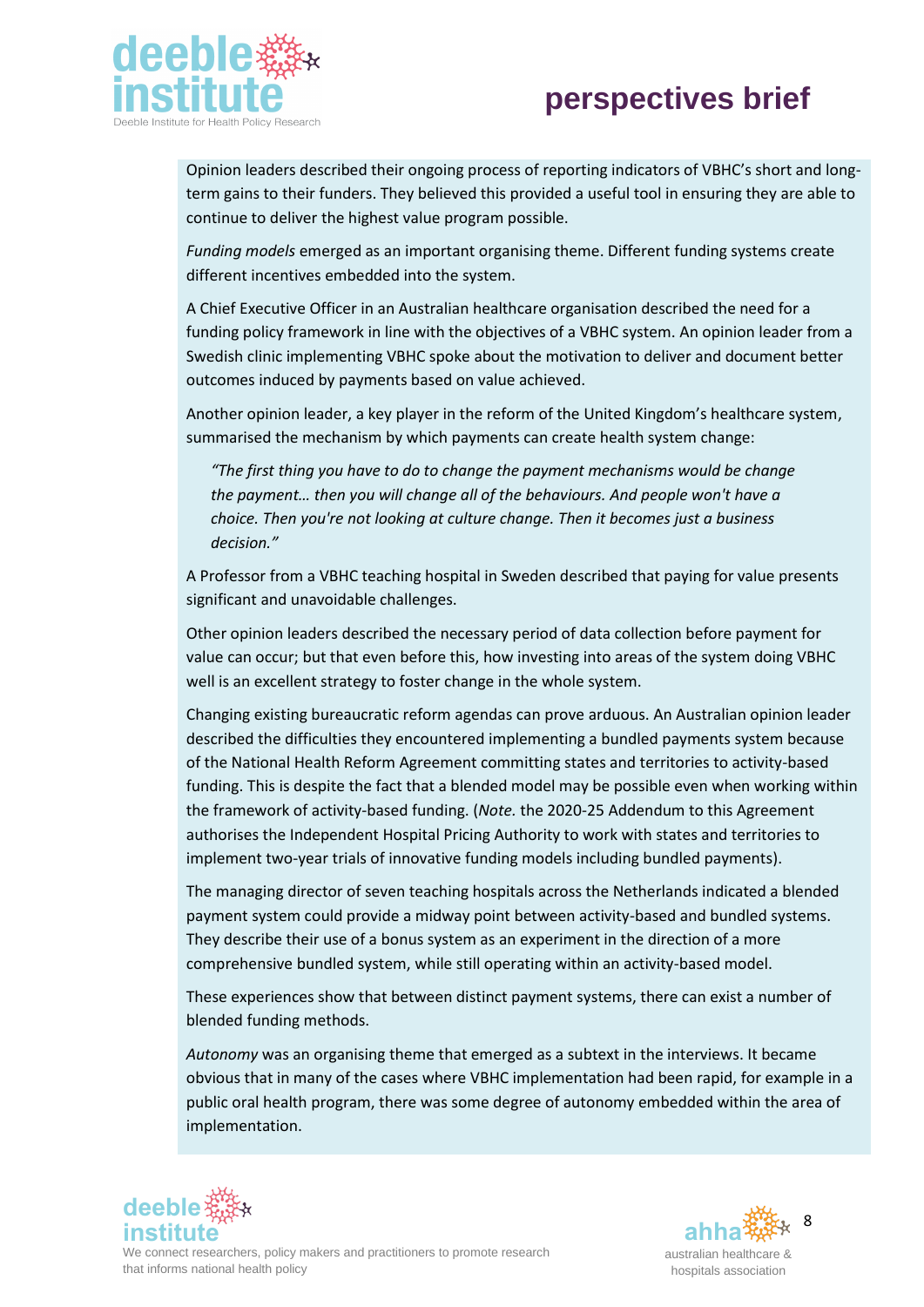Opinion leaders described their ongoing process of reporting indicators of VBHC's short and long-term gains to their funders. They believed this provided a useful tool in ensuring they are able to continue to deliver the highest value program possible.

*Funding models* emerged as an important organising theme. Different funding systems create different incentives embedded into the system.

A Chief Executive Officer in an Australian healthcare organisation described the need for a funding policy framework in line with the objectives of a VBHC system. An opinion leader from a Swedish clinic implementing VBHC spoke about the motivation to deliver and document better outcomes induced by payments based on value achieved.

Another opinion leader, a key player in the reform of the United Kingdom's healthcare system, summarised the mechanism by which payments can create health system change:

> *"The first thing you have to do to change the payment mechanisms would be change the payment… then you will change all of the behaviours. And people won't have a choice. Then you're not looking at culture change. Then it becomes just a business decision."*

A Professor from a VBHC teaching hospital in Sweden described that paying for value presents significant and unavoidable challenges.

Other opinion leaders described the necessary period of data collection before payment for value can occur; but that even before this, how investing into areas of the system doing VBHC well is an excellent strategy to foster change in the whole system.

Changing existing bureaucratic reform agendas can prove arduous. An Australian opinion leader described the difficulties they encountered implementing a bundled payments system because of the National Health Reform Agreement committing states and territories to activity-based funding. This is despite the fact that a blended model may be possible even when working within the framework of activity-based funding. (*Note.* the 2020-25 Addendum to this Agreement authorises the Independent Hospital Pricing Authority to work with states and territories to implement two-year trials of innovative funding models including bundled payments).

The managing director of seven teaching hospitals across the Netherlands indicated a blended payment system could provide a midway point between activity-based and bundled systems. They describe their use of a bonus system as an experiment in the direction of a more comprehensive bundled system, while still operating within an activity-based model.

These experiences show that between distinct payment systems, there can exist a number of blended funding methods.

*Autonomy* was an organising theme that emerged as a subtext in the interviews. It became obvious that in many of the cases where VBHC implementation had been rapid, for example in a public oral health program, there was some degree of autonomy embedded within the area of implementation.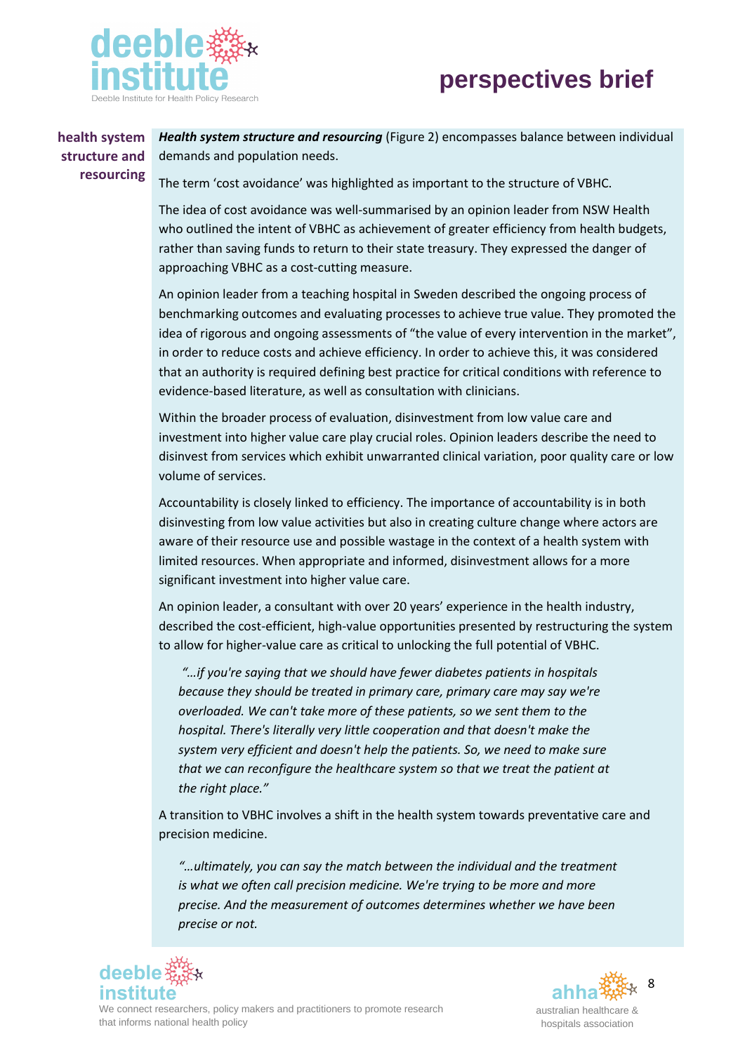### health system structure and resourcing

***Health system structure and resourcing*** (Figure 2) encompasses balance between individual demands and population needs.

The term 'cost avoidance' was highlighted as important to the structure of VBHC.

The idea of cost avoidance was well-summarised by an opinion leader from NSW Health who outlined the intent of VBHC as achievement of greater efficiency from health budgets, rather than saving funds to return to their state treasury. They expressed the danger of approaching VBHC as a cost-cutting measure.

An opinion leader from a teaching hospital in Sweden described the ongoing process of benchmarking outcomes and evaluating processes to achieve true value. They promoted the idea of rigorous and ongoing assessments of "the value of every intervention in the market", in order to reduce costs and achieve efficiency. In order to achieve this, it was considered that an authority is required defining best practice for critical conditions with reference to evidence-based literature, as well as consultation with clinicians.

Within the broader process of evaluation, disinvestment from low value care and investment into higher value care play crucial roles. Opinion leaders describe the need to disinvest from services which exhibit unwarranted clinical variation, poor quality care or low volume of services.

Accountability is closely linked to efficiency. The importance of accountability is in both disinvesting from low value activities but also in creating culture change where actors are aware of their resource use and possible wastage in the context of a health system with limited resources. When appropriate and informed, disinvestment allows for a more significant investment into higher value care.

An opinion leader, a consultant with over 20 years' experience in the health industry, described the cost-efficient, high-value opportunities presented by restructuring the system to allow for higher-value care as critical to unlocking the full potential of VBHC.

> *"…if you're saying that we should have fewer diabetes patients in hospitals because they should be treated in primary care, primary care may say we're overloaded. We can't take more of these patients, so we sent them to the hospital. There's literally very little cooperation and that doesn't make the system very efficient and doesn't help the patients. So, we need to make sure that we can reconfigure the healthcare system so that we treat the patient at the right place."*

A transition to VBHC involves a shift in the health system towards preventative care and precision medicine.

> *"…ultimately, you can say the match between the individual and the treatment is what we often call precision medicine. We're trying to be more and more precise. And the measurement of outcomes determines whether we have been precise or not.*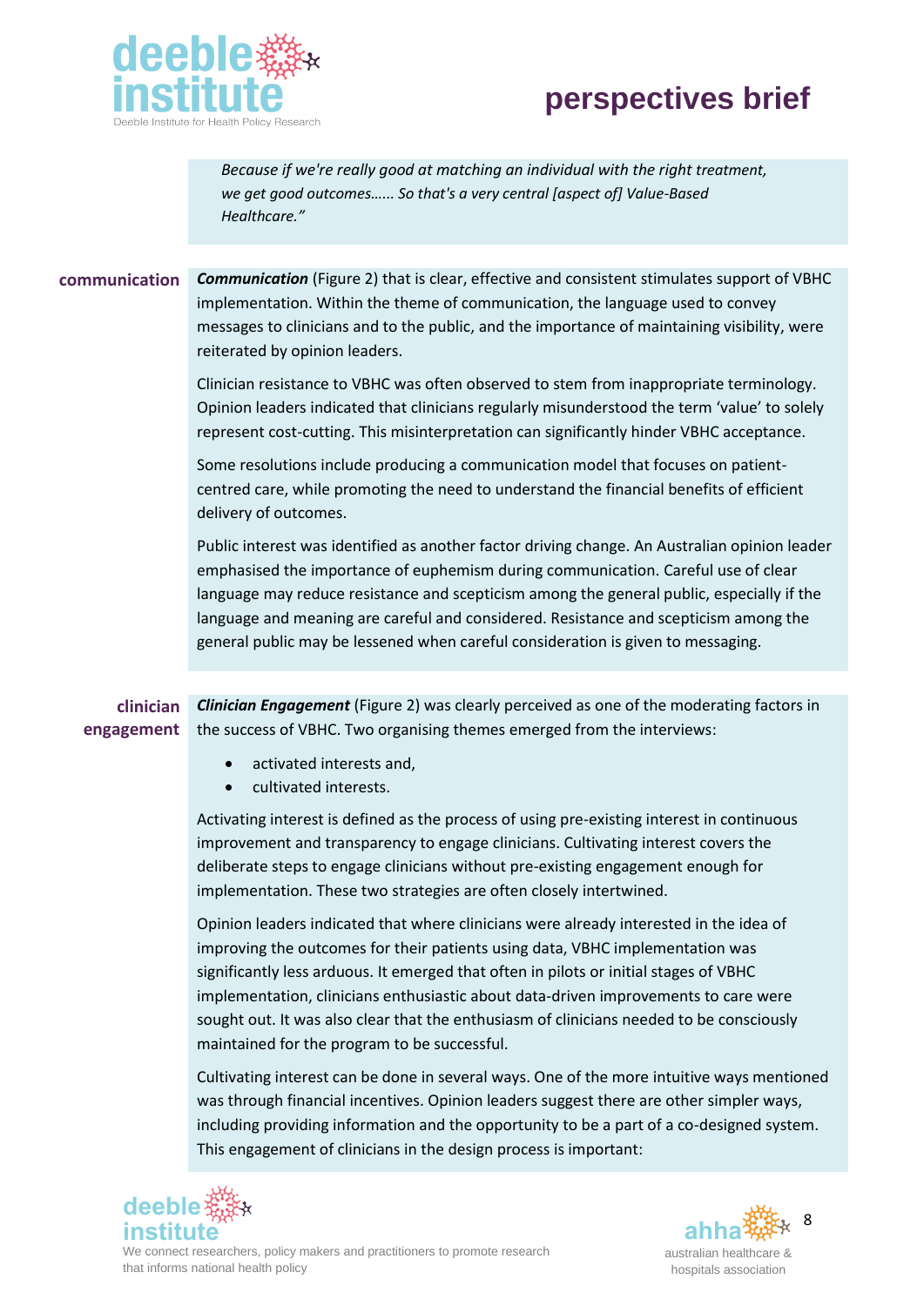*Because if we're really good at matching an individual with the right treatment, we get good outcomes…… So that's a very central [aspect of] Value-Based Healthcare."*

## communication

***Communication*** (Figure 2) that is clear, effective and consistent stimulates support of VBHC implementation. Within the theme of communication, the language used to convey messages to clinicians and to the public, and the importance of maintaining visibility, were reiterated by opinion leaders.

Clinician resistance to VBHC was often observed to stem from inappropriate terminology. Opinion leaders indicated that clinicians regularly misunderstood the term 'value' to solely represent cost-cutting. This misinterpretation can significantly hinder VBHC acceptance.

Some resolutions include producing a communication model that focuses on patient-centred care, while promoting the need to understand the financial benefits of efficient delivery of outcomes.

Public interest was identified as another factor driving change. An Australian opinion leader emphasised the importance of euphemism during communication. Careful use of clear language may reduce resistance and scepticism among the general public, especially if the language and meaning are careful and considered. Resistance and scepticism among the general public may be lessened when careful consideration is given to messaging.

## clinician engagement

***Clinician Engagement*** (Figure 2) was clearly perceived as one of the moderating factors in the success of VBHC. Two organising themes emerged from the interviews:

- activated interests and,
- cultivated interests.

Activating interest is defined as the process of using pre-existing interest in continuous improvement and transparency to engage clinicians. Cultivating interest covers the deliberate steps to engage clinicians without pre-existing engagement enough for implementation. These two strategies are often closely intertwined.

Opinion leaders indicated that where clinicians were already interested in the idea of improving the outcomes for their patients using data, VBHC implementation was significantly less arduous. It emerged that often in pilots or initial stages of VBHC implementation, clinicians enthusiastic about data-driven improvements to care were sought out. It was also clear that the enthusiasm of clinicians needed to be consciously maintained for the program to be successful.

Cultivating interest can be done in several ways. One of the more intuitive ways mentioned was through financial incentives. Opinion leaders suggest there are other simpler ways, including providing information and the opportunity to be a part of a co-designed system. This engagement of clinicians in the design process is important: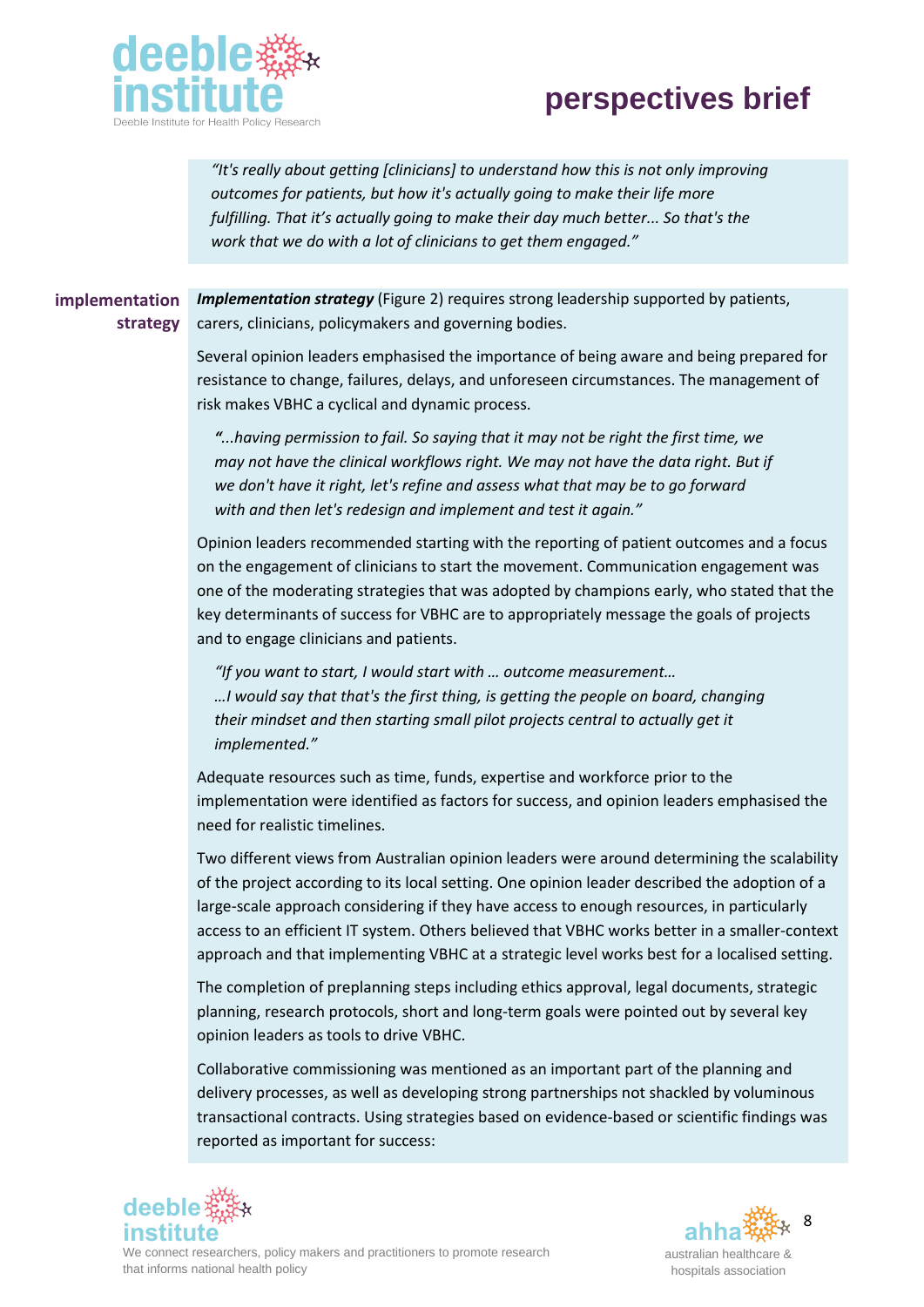> *"It's really about getting [clinicians] to understand how this is not only improving outcomes for patients, but how it's actually going to make their life more fulfilling. That it's actually going to make their day much better... So that's the work that we do with a lot of clinicians to get them engaged."*

## implementation strategy

***Implementation strategy*** (Figure 2) requires strong leadership supported by patients, carers, clinicians, policymakers and governing bodies.

Several opinion leaders emphasised the importance of being aware and being prepared for resistance to change, failures, delays, and unforeseen circumstances. The management of risk makes VBHC a cyclical and dynamic process.

> *"...having permission to fail. So saying that it may not be right the first time, we may not have the clinical workflows right. We may not have the data right. But if we don't have it right, let's refine and assess what that may be to go forward with and then let's redesign and implement and test it again."*

Opinion leaders recommended starting with the reporting of patient outcomes and a focus on the engagement of clinicians to start the movement. Communication engagement was one of the moderating strategies that was adopted by champions early, who stated that the key determinants of success for VBHC are to appropriately message the goals of projects and to engage clinicians and patients.

> *"If you want to start, I would start with … outcome measurement…*
> *…I would say that that's the first thing, is getting the people on board, changing their mindset and then starting small pilot projects central to actually get it implemented."*

Adequate resources such as time, funds, expertise and workforce prior to the implementation were identified as factors for success, and opinion leaders emphasised the need for realistic timelines.

Two different views from Australian opinion leaders were around determining the scalability of the project according to its local setting. One opinion leader described the adoption of a large-scale approach considering if they have access to enough resources, in particularly access to an efficient IT system. Others believed that VBHC works better in a smaller-context approach and that implementing VBHC at a strategic level works best for a localised setting.

The completion of preplanning steps including ethics approval, legal documents, strategic planning, research protocols, short and long-term goals were pointed out by several key opinion leaders as tools to drive VBHC.

Collaborative commissioning was mentioned as an important part of the planning and delivery processes, as well as developing strong partnerships not shackled by voluminous transactional contracts. Using strategies based on evidence-based or scientific findings was reported as important for success: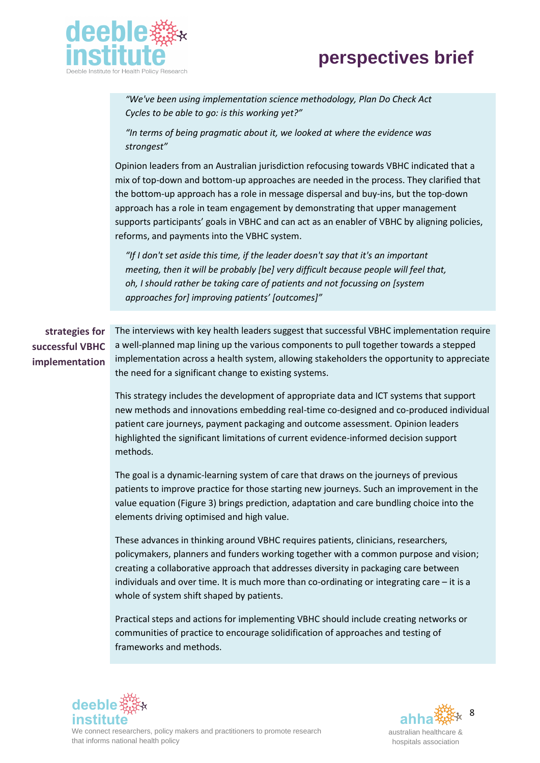*"We've been using implementation science methodology, Plan Do Check Act Cycles to be able to go: is this working yet?"*

*"In terms of being pragmatic about it, we looked at where the evidence was strongest"*

Opinion leaders from an Australian jurisdiction refocusing towards VBHC indicated that a mix of top-down and bottom-up approaches are needed in the process. They clarified that the bottom-up approach has a role in message dispersal and buy-ins, but the top-down approach has a role in team engagement by demonstrating that upper management supports participants' goals in VBHC and can act as an enabler of VBHC by aligning policies, reforms, and payments into the VBHC system.

*"If I don't set aside this time, if the leader doesn't say that it's an important meeting, then it will be probably [be] very difficult because people will feel that, oh, I should rather be taking care of patients and not focussing on [system approaches for] improving patients' [outcomes]"*

## strategies for successful VBHC implementation

The interviews with key health leaders suggest that successful VBHC implementation require a well-planned map lining up the various components to pull together towards a stepped implementation across a health system, allowing stakeholders the opportunity to appreciate the need for a significant change to existing systems.

This strategy includes the development of appropriate data and ICT systems that support new methods and innovations embedding real-time co-designed and co-produced individual patient care journeys, payment packaging and outcome assessment. Opinion leaders highlighted the significant limitations of current evidence-informed decision support methods.

The goal is a dynamic-learning system of care that draws on the journeys of previous patients to improve practice for those starting new journeys. Such an improvement in the value equation (Figure 3) brings prediction, adaptation and care bundling choice into the elements driving optimised and high value.

These advances in thinking around VBHC requires patients, clinicians, researchers, policymakers, planners and funders working together with a common purpose and vision; creating a collaborative approach that addresses diversity in packaging care between individuals and over time. It is much more than co-ordinating or integrating care – it is a whole of system shift shaped by patients.

Practical steps and actions for implementing VBHC should include creating networks or communities of practice to encourage solidification of approaches and testing of frameworks and methods.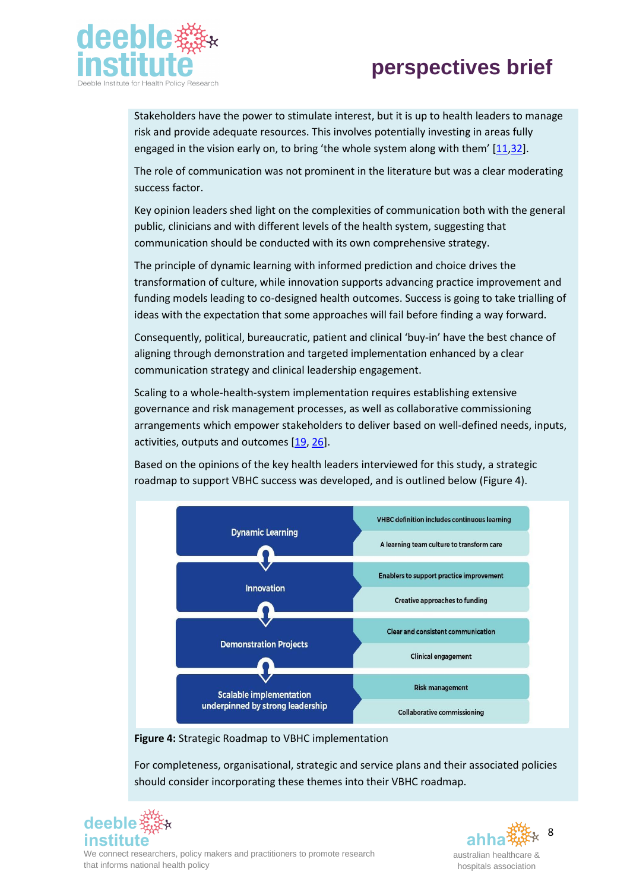Stakeholders have the power to stimulate interest, but it is up to health leaders to manage risk and provide adequate resources. This involves potentially investing in areas fully engaged in the vision early on, to bring 'the whole system along with them' [11,32].

The role of communication was not prominent in the literature but was a clear moderating success factor.

Key opinion leaders shed light on the complexities of communication both with the general public, clinicians and with different levels of the health system, suggesting that communication should be conducted with its own comprehensive strategy.

The principle of dynamic learning with informed prediction and choice drives the transformation of culture, while innovation supports advancing practice improvement and funding models leading to co-designed health outcomes. Success is going to take trialling of ideas with the expectation that some approaches will fail before finding a way forward.

Consequently, political, bureaucratic, patient and clinical 'buy-in' have the best chance of aligning through demonstration and targeted implementation enhanced by a clear communication strategy and clinical leadership engagement.

Scaling to a whole-health-system implementation requires establishing extensive governance and risk management processes, as well as collaborative commissioning arrangements which empower stakeholders to deliver based on well-defined needs, inputs, activities, outputs and outcomes [19, 26].

Based on the opinions of the key health leaders interviewed for this study, a strategic roadmap to support VBHC success was developed, and is outlined below (Figure 4).

| Stage | Themes |
| --- | --- |
| Dynamic Learning | VBHC definition includes continuous learning |
| | A learning team culture to transform care |
| Innovation | Enablers to support practice improvement |
| | Creative approaches to funding |
| Demonstration Projects | Clear and consistent communication |
| | Clinical engagement |
| Scalable implementation underpinned by strong leadership | Risk management |
| | Collaborative commissioning |

**Figure 4:** Strategic Roadmap to VBHC implementation

For completeness, organisational, strategic and service plans and their associated policies should consider incorporating these themes into their VBHC roadmap.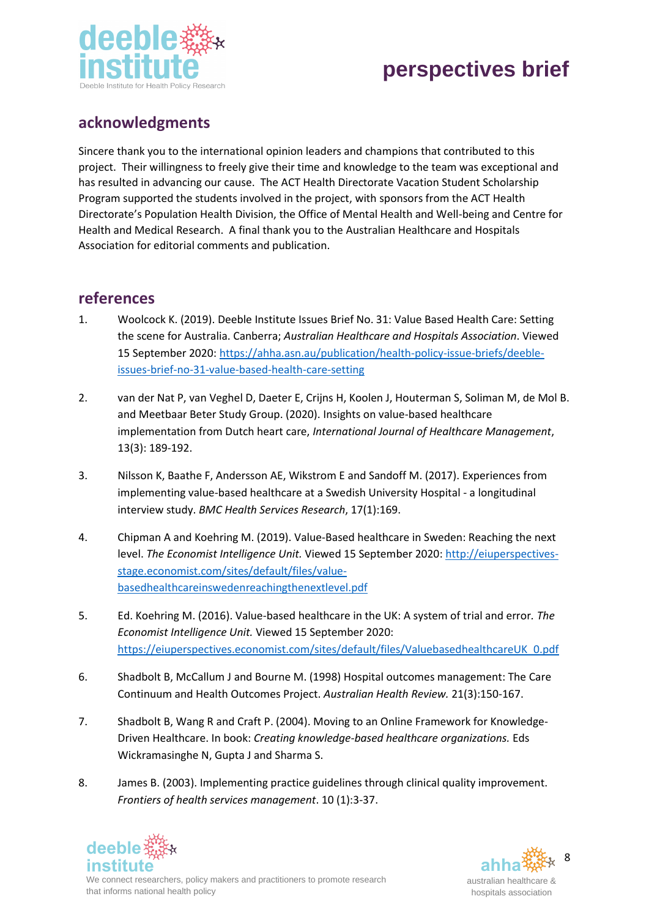## acknowledgments

Sincere thank you to the international opinion leaders and champions that contributed to this project. Their willingness to freely give their time and knowledge to the team was exceptional and has resulted in advancing our cause. The ACT Health Directorate Vacation Student Scholarship Program supported the students involved in the project, with sponsors from the ACT Health Directorate's Population Health Division, the Office of Mental Health and Well-being and Centre for Health and Medical Research. A final thank you to the Australian Healthcare and Hospitals Association for editorial comments and publication.

## references

1. Woolcock K. (2019). Deeble Institute Issues Brief No. 31: Value Based Health Care: Setting the scene for Australia. Canberra; *Australian Healthcare and Hospitals Association*. Viewed 15 September 2020: https://ahha.asn.au/publication/health-policy-issue-briefs/deeble-issues-brief-no-31-value-based-health-care-setting

2. van der Nat P, van Veghel D, Daeter E, Crijns H, Koolen J, Houterman S, Soliman M, de Mol B. and Meetbaar Beter Study Group. (2020). Insights on value-based healthcare implementation from Dutch heart care, *International Journal of Healthcare Management*, 13(3): 189-192.

3. Nilsson K, Baathe F, Andersson AE, Wikstrom E and Sandoff M. (2017). Experiences from implementing value-based healthcare at a Swedish University Hospital - a longitudinal interview study. *BMC Health Services Research*, 17(1):169.

4. Chipman A and Koehring M. (2019). Value-Based healthcare in Sweden: Reaching the next level. *The Economist Intelligence Unit.* Viewed 15 September 2020: http://eiuperspectives-stage.economist.com/sites/default/files/value-basedhealthcareinswedenreachingthenextlevel.pdf

5. Ed. Koehring M. (2016). Value-based healthcare in the UK: A system of trial and error. *The Economist Intelligence Unit.* Viewed 15 September 2020: https://eiuperspectives.economist.com/sites/default/files/ValuebasedhealthcareUK_0.pdf

6. Shadbolt B, McCallum J and Bourne M. (1998) Hospital outcomes management: The Care Continuum and Health Outcomes Project. *Australian Health Review.* 21(3):150-167.

7. Shadbolt B, Wang R and Craft P. (2004). Moving to an Online Framework for Knowledge-Driven Healthcare. In book: *Creating knowledge-based healthcare organizations.* Eds Wickramasinghe N, Gupta J and Sharma S.

8. James B. (2003). Implementing practice guidelines through clinical quality improvement. *Frontiers of health services management*. 10 (1):3-37.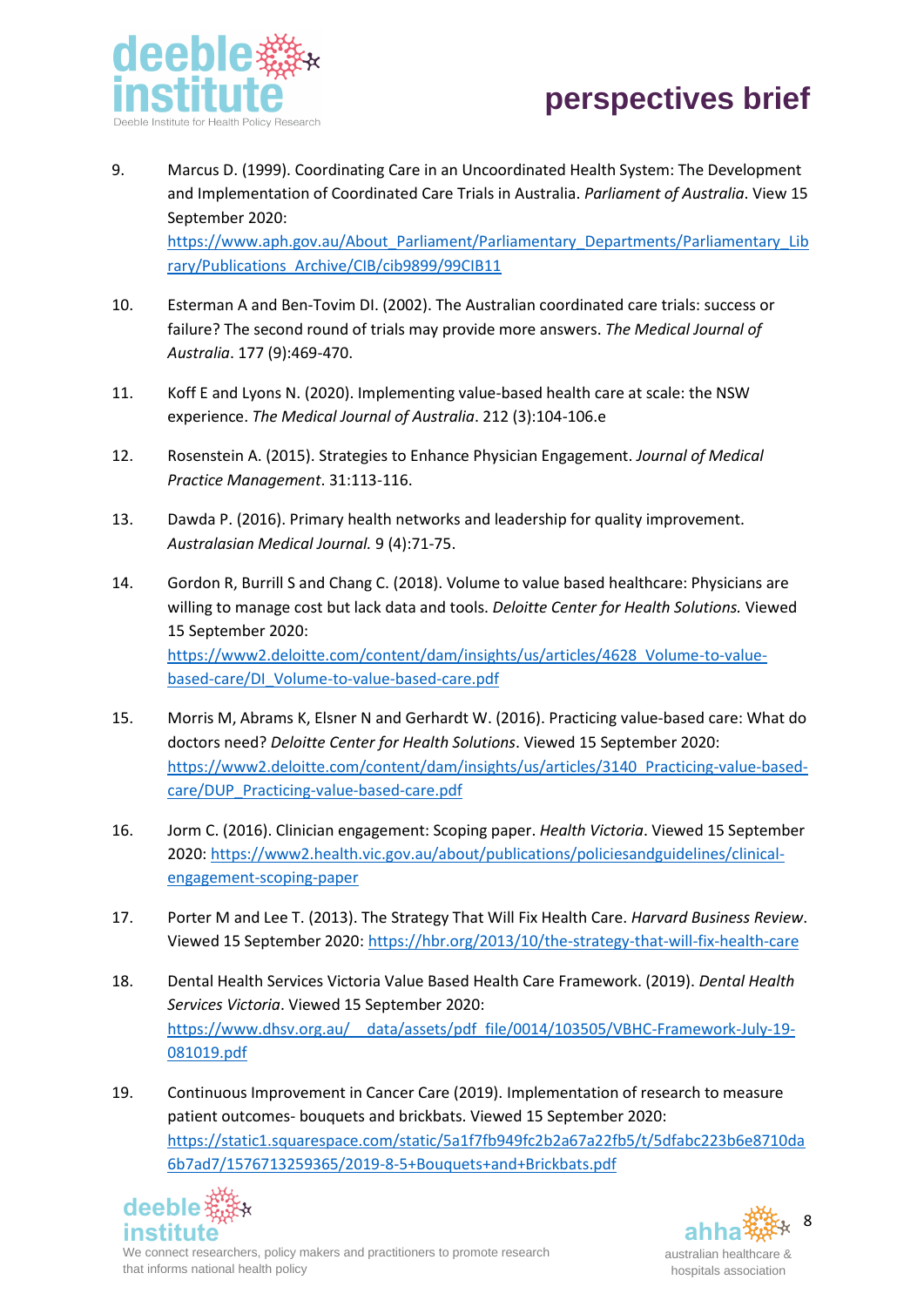9. Marcus D. (1999). Coordinating Care in an Uncoordinated Health System: The Development and Implementation of Coordinated Care Trials in Australia. *Parliament of Australia*. View 15 September 2020: https://www.aph.gov.au/About_Parliament/Parliamentary_Departments/Parliamentary_Library/Publications_Archive/CIB/cib9899/99CIB11

10. Esterman A and Ben-Tovim DI. (2002). The Australian coordinated care trials: success or failure? The second round of trials may provide more answers. *The Medical Journal of Australia*. 177 (9):469-470.

11. Koff E and Lyons N. (2020). Implementing value-based health care at scale: the NSW experience. *The Medical Journal of Australia*. 212 (3):104-106.e

12. Rosenstein A. (2015). Strategies to Enhance Physician Engagement. *Journal of Medical Practice Management*. 31:113-116.

13. Dawda P. (2016). Primary health networks and leadership for quality improvement. *Australasian Medical Journal.* 9 (4):71-75.

14. Gordon R, Burrill S and Chang C. (2018). Volume to value based healthcare: Physicians are willing to manage cost but lack data and tools. *Deloitte Center for Health Solutions.* Viewed 15 September 2020: https://www2.deloitte.com/content/dam/insights/us/articles/4628_Volume-to-value-based-care/DI_Volume-to-value-based-care.pdf

15. Morris M, Abrams K, Elsner N and Gerhardt W. (2016). Practicing value-based care: What do doctors need? *Deloitte Center for Health Solutions*. Viewed 15 September 2020: https://www2.deloitte.com/content/dam/insights/us/articles/3140_Practicing-value-based-care/DUP_Practicing-value-based-care.pdf

16. Jorm C. (2016). Clinician engagement: Scoping paper. *Health Victoria*. Viewed 15 September 2020: https://www2.health.vic.gov.au/about/publications/policiesandguidelines/clinical-engagement-scoping-paper

17. Porter M and Lee T. (2013). The Strategy That Will Fix Health Care. *Harvard Business Review*. Viewed 15 September 2020: https://hbr.org/2013/10/the-strategy-that-will-fix-health-care

18. Dental Health Services Victoria Value Based Health Care Framework. (2019). *Dental Health Services Victoria*. Viewed 15 September 2020: https://www.dhsv.org.au/__data/assets/pdf_file/0014/103505/VBHC-Framework-July-19-081019.pdf

19. Continuous Improvement in Cancer Care (2019). Implementation of research to measure patient outcomes- bouquets and brickbats. Viewed 15 September 2020: https://static1.squarespace.com/static/5a1f7fb949fc2b2a67a22fb5/t/5dfabc223b6e8710da6b7ad7/1576713259365/2019-8-5+Bouquets+and+Brickbats.pdf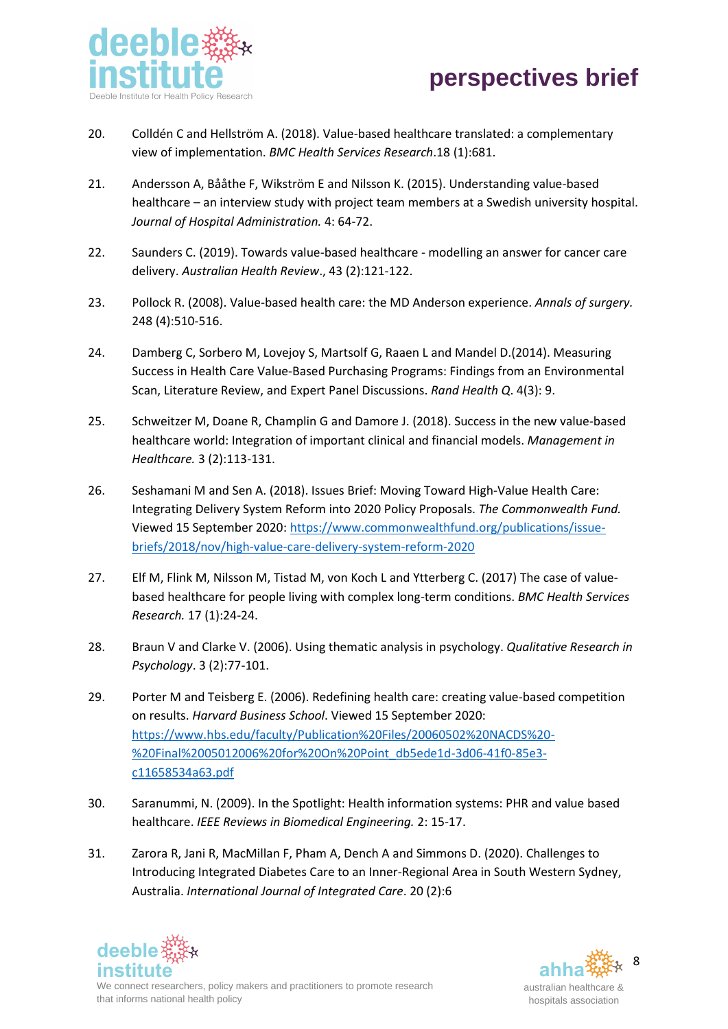20. Colldén C and Hellström A. (2018). Value-based healthcare translated: a complementary view of implementation. *BMC Health Services Research*.18 (1):681.

21. Andersson A, Bååthe F, Wikström E and Nilsson K. (2015). Understanding value-based healthcare – an interview study with project team members at a Swedish university hospital. *Journal of Hospital Administration.* 4: 64-72.

22. Saunders C. (2019). Towards value-based healthcare - modelling an answer for cancer care delivery. *Australian Health Review*., 43 (2):121-122.

23. Pollock R. (2008). Value-based health care: the MD Anderson experience. *Annals of surgery.* 248 (4):510-516.

24. Damberg C, Sorbero M, Lovejoy S, Martsolf G, Raaen L and Mandel D.(2014). Measuring Success in Health Care Value-Based Purchasing Programs: Findings from an Environmental Scan, Literature Review, and Expert Panel Discussions. *Rand Health Q*. 4(3): 9.

25. Schweitzer M, Doane R, Champlin G and Damore J. (2018). Success in the new value-based healthcare world: Integration of important clinical and financial models. *Management in Healthcare.* 3 (2):113-131.

26. Seshamani M and Sen A. (2018). Issues Brief: Moving Toward High-Value Health Care: Integrating Delivery System Reform into 2020 Policy Proposals. *The Commonwealth Fund.* Viewed 15 September 2020: https://www.commonwealthfund.org/publications/issue-briefs/2018/nov/high-value-care-delivery-system-reform-2020

27. Elf M, Flink M, Nilsson M, Tistad M, von Koch L and Ytterberg C. (2017) The case of value-based healthcare for people living with complex long-term conditions. *BMC Health Services Research.* 17 (1):24-24.

28. Braun V and Clarke V. (2006). Using thematic analysis in psychology. *Qualitative Research in Psychology*. 3 (2):77-101.

29. Porter M and Teisberg E. (2006). Redefining health care: creating value-based competition on results. *Harvard Business School*. Viewed 15 September 2020: https://www.hbs.edu/faculty/Publication%20Files/20060502%20NACDS%20-%20Final%2005012006%20for%20On%20Point_db5ede1d-3d06-41f0-85e3-c11658534a63.pdf

30. Saranummi, N. (2009). In the Spotlight: Health information systems: PHR and value based healthcare. *IEEE Reviews in Biomedical Engineering.* 2: 15-17.

31. Zarora R, Jani R, MacMillan F, Pham A, Dench A and Simmons D. (2020). Challenges to Introducing Integrated Diabetes Care to an Inner-Regional Area in South Western Sydney, Australia. *International Journal of Integrated Care*. 20 (2):6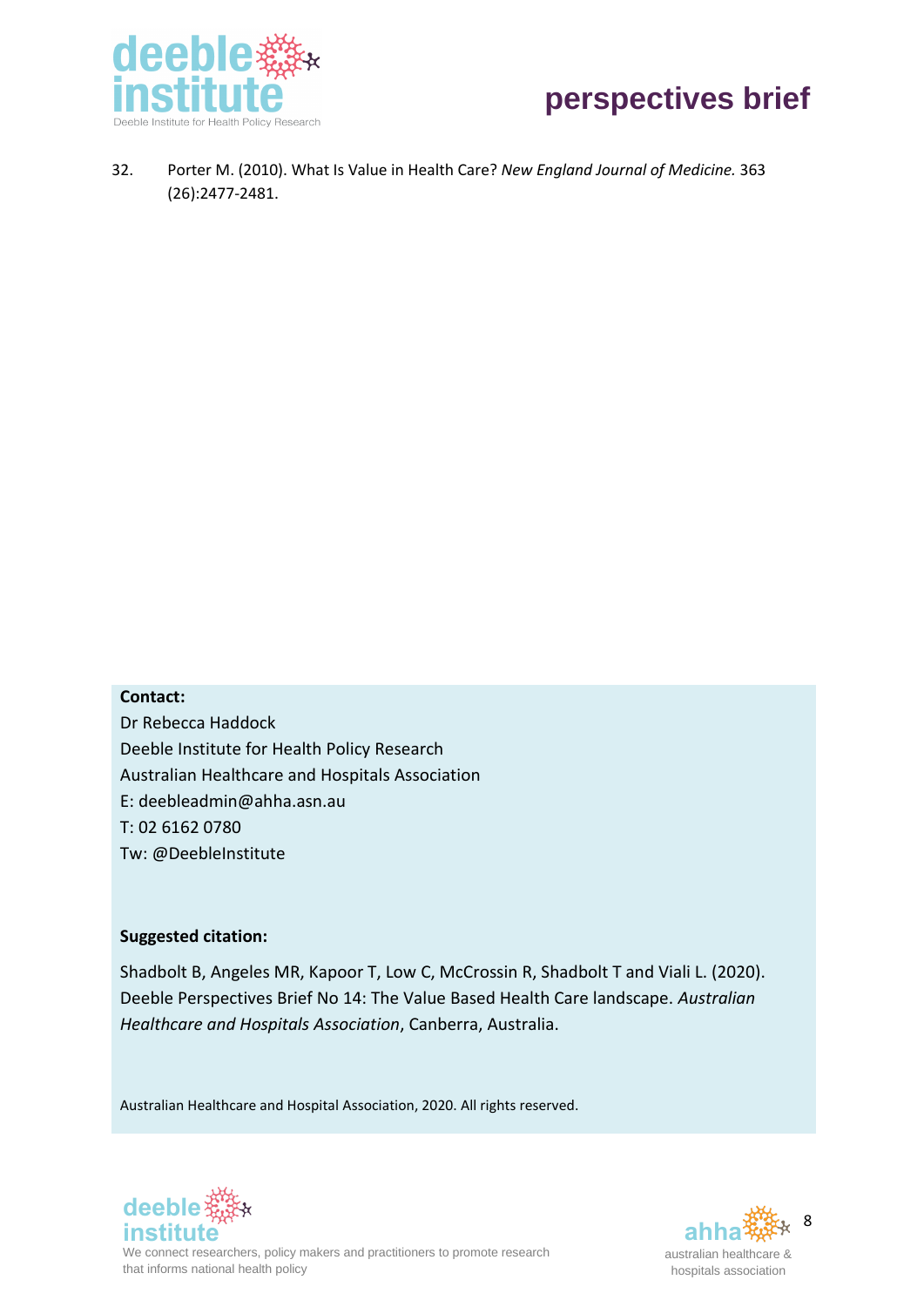32. Porter M. (2010). What Is Value in Health Care? *New England Journal of Medicine.* 363 (26):2477-2481.

**Contact:**

Dr Rebecca Haddock
Deeble Institute for Health Policy Research
Australian Healthcare and Hospitals Association
E: deebleadmin@ahha.asn.au
T: 02 6162 0780
Tw: @DeebleInstitute

**Suggested citation:**

Shadbolt B, Angeles MR, Kapoor T, Low C, McCrossin R, Shadbolt T and Viali L. (2020). Deeble Perspectives Brief No 14: The Value Based Health Care landscape. *Australian Healthcare and Hospitals Association*, Canberra, Australia.

Australian Healthcare and Hospital Association, 2020. All rights reserved.